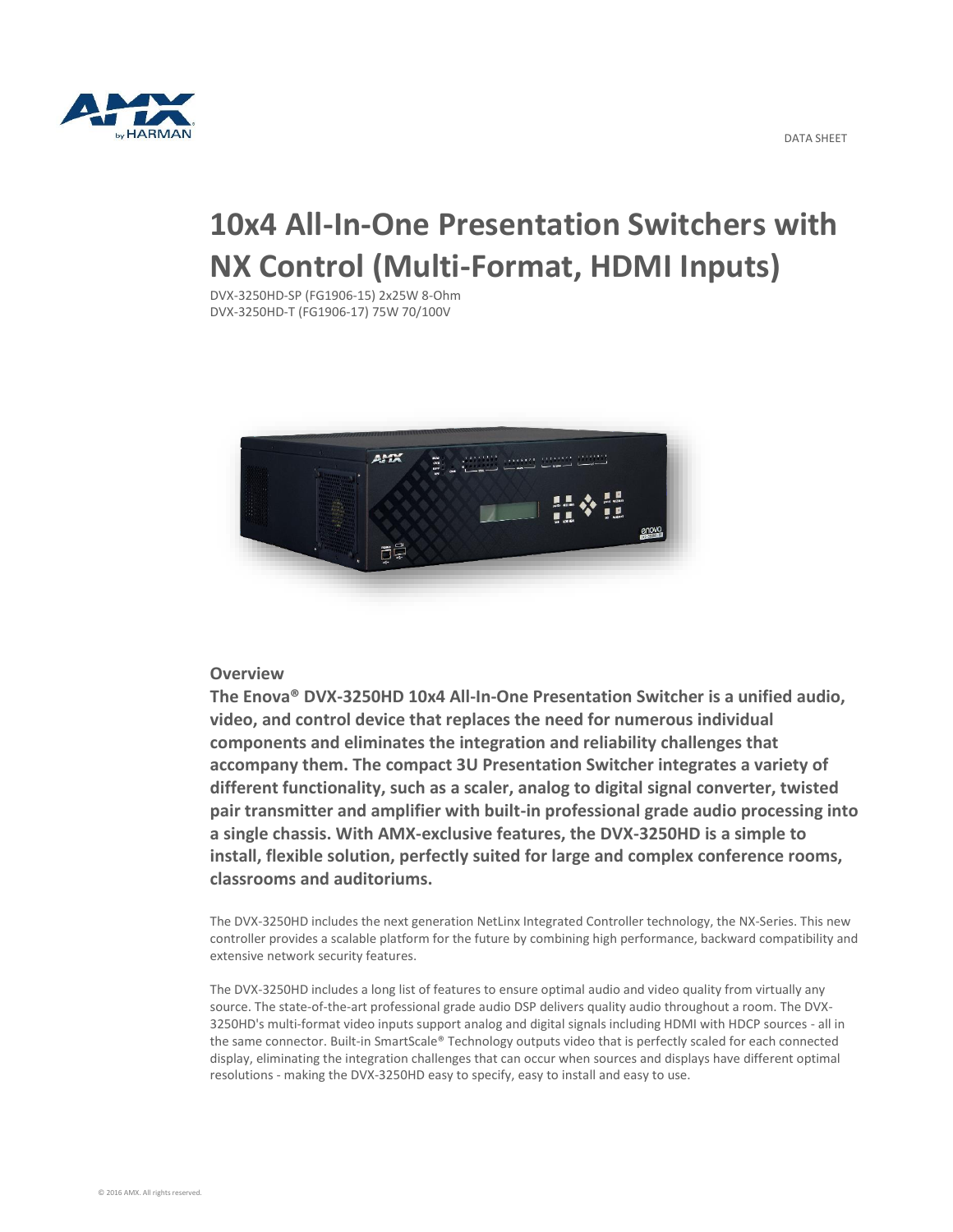DATA SHEET

# 10x4 All-In-One Presentation Switchers with NX Control (Multi-Format, HDMI Inputs)

DVX-3250HD-SP (FG1906-15) 2x25W 8-Ohm
DVX-3250HD-T (FG1906-17) 75W 70/100V

## Overview

**The Enova® DVX-3250HD 10x4 All-In-One Presentation Switcher is a unified audio, video, and control device that replaces the need for numerous individual components and eliminates the integration and reliability challenges that accompany them. The compact 3U Presentation Switcher integrates a variety of different functionality, such as a scaler, analog to digital signal converter, twisted pair transmitter and amplifier with built-in professional grade audio processing into a single chassis. With AMX-exclusive features, the DVX-3250HD is a simple to install, flexible solution, perfectly suited for large and complex conference rooms, classrooms and auditoriums.**

The DVX-3250HD includes the next generation NetLinx Integrated Controller technology, the NX-Series. This new controller provides a scalable platform for the future by combining high performance, backward compatibility and extensive network security features.

The DVX-3250HD includes a long list of features to ensure optimal audio and video quality from virtually any source. The state-of-the-art professional grade audio DSP delivers quality audio throughout a room. The DVX-3250HD's multi-format video inputs support analog and digital signals including HDMI with HDCP sources - all in the same connector. Built-in SmartScale® Technology outputs video that is perfectly scaled for each connected display, eliminating the integration challenges that can occur when sources and displays have different optimal resolutions - making the DVX-3250HD easy to specify, easy to install and easy to use.

© 2016 AMX. All rights reserved.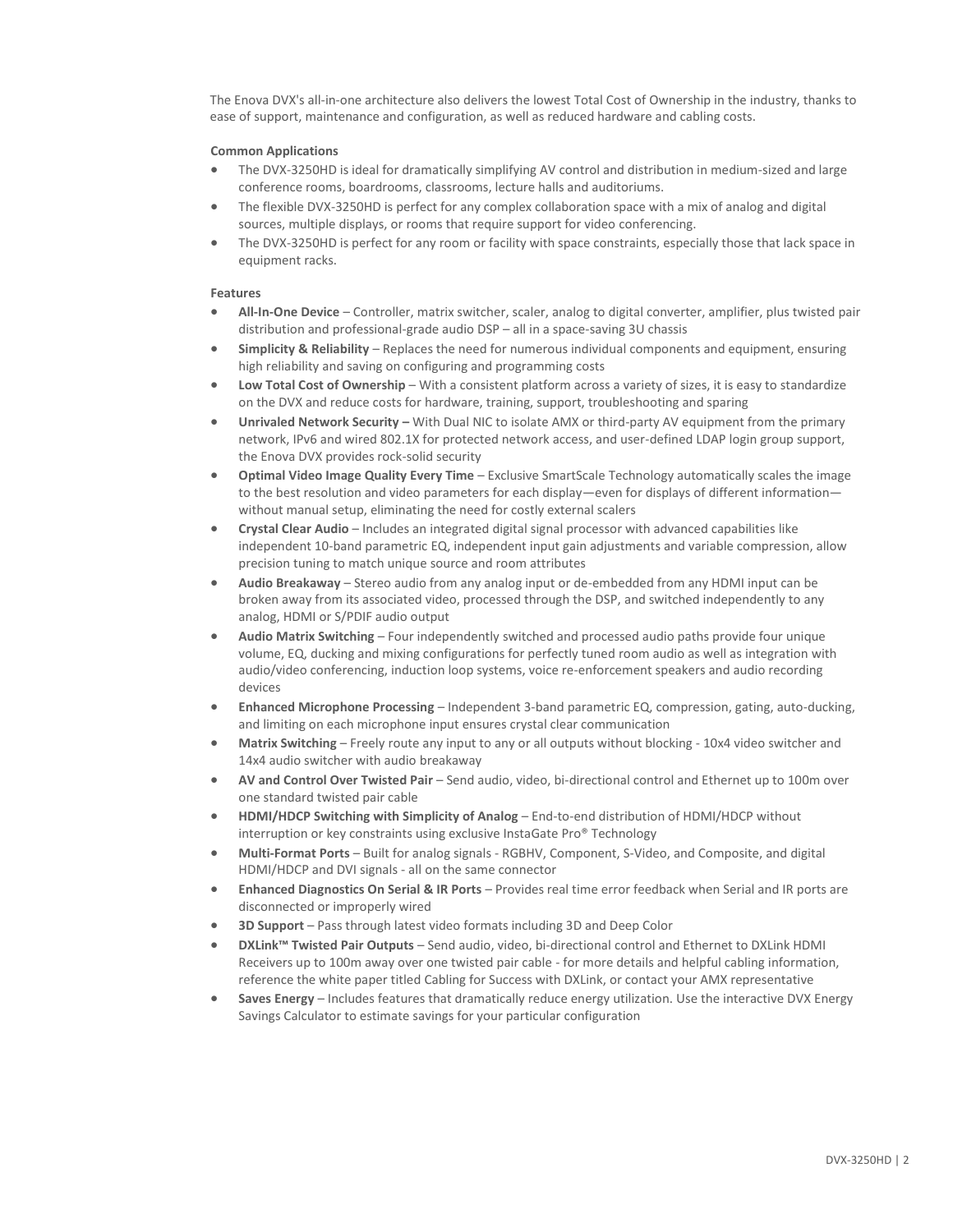The Enova DVX's all-in-one architecture also delivers the lowest Total Cost of Ownership in the industry, thanks to ease of support, maintenance and configuration, as well as reduced hardware and cabling costs.

**Common Applications**

- The DVX-3250HD is ideal for dramatically simplifying AV control and distribution in medium-sized and large conference rooms, boardrooms, classrooms, lecture halls and auditoriums.
- The flexible DVX-3250HD is perfect for any complex collaboration space with a mix of analog and digital sources, multiple displays, or rooms that require support for video conferencing.
- The DVX-3250HD is perfect for any room or facility with space constraints, especially those that lack space in equipment racks.

**Features**

- **All-In-One Device** – Controller, matrix switcher, scaler, analog to digital converter, amplifier, plus twisted pair distribution and professional-grade audio DSP – all in a space-saving 3U chassis
- **Simplicity & Reliability** – Replaces the need for numerous individual components and equipment, ensuring high reliability and saving on configuring and programming costs
- **Low Total Cost of Ownership** – With a consistent platform across a variety of sizes, it is easy to standardize on the DVX and reduce costs for hardware, training, support, troubleshooting and sparing
- **Unrivaled Network Security –** With Dual NIC to isolate AMX or third-party AV equipment from the primary network, IPv6 and wired 802.1X for protected network access, and user-defined LDAP login group support, the Enova DVX provides rock-solid security
- **Optimal Video Image Quality Every Time** – Exclusive SmartScale Technology automatically scales the image to the best resolution and video parameters for each display—even for displays of different information—without manual setup, eliminating the need for costly external scalers
- **Crystal Clear Audio** – Includes an integrated digital signal processor with advanced capabilities like independent 10-band parametric EQ, independent input gain adjustments and variable compression, allow precision tuning to match unique source and room attributes
- **Audio Breakaway** – Stereo audio from any analog input or de-embedded from any HDMI input can be broken away from its associated video, processed through the DSP, and switched independently to any analog, HDMI or S/PDIF audio output
- **Audio Matrix Switching** – Four independently switched and processed audio paths provide four unique volume, EQ, ducking and mixing configurations for perfectly tuned room audio as well as integration with audio/video conferencing, induction loop systems, voice re-enforcement speakers and audio recording devices
- **Enhanced Microphone Processing** – Independent 3-band parametric EQ, compression, gating, auto-ducking, and limiting on each microphone input ensures crystal clear communication
- **Matrix Switching** – Freely route any input to any or all outputs without blocking - 10x4 video switcher and 14x4 audio switcher with audio breakaway
- **AV and Control Over Twisted Pair** – Send audio, video, bi-directional control and Ethernet up to 100m over one standard twisted pair cable
- **HDMI/HDCP Switching with Simplicity of Analog** – End-to-end distribution of HDMI/HDCP without interruption or key constraints using exclusive InstaGate Pro® Technology
- **Multi-Format Ports** – Built for analog signals - RGBHV, Component, S-Video, and Composite, and digital HDMI/HDCP and DVI signals - all on the same connector
- **Enhanced Diagnostics On Serial & IR Ports** – Provides real time error feedback when Serial and IR ports are disconnected or improperly wired
- **3D Support** – Pass through latest video formats including 3D and Deep Color
- **DXLink™ Twisted Pair Outputs** – Send audio, video, bi-directional control and Ethernet to DXLink HDMI Receivers up to 100m away over one twisted pair cable - for more details and helpful cabling information, reference the white paper titled Cabling for Success with DXLink, or contact your AMX representative
- **Saves Energy** – Includes features that dramatically reduce energy utilization. Use the interactive DVX Energy Savings Calculator to estimate savings for your particular configuration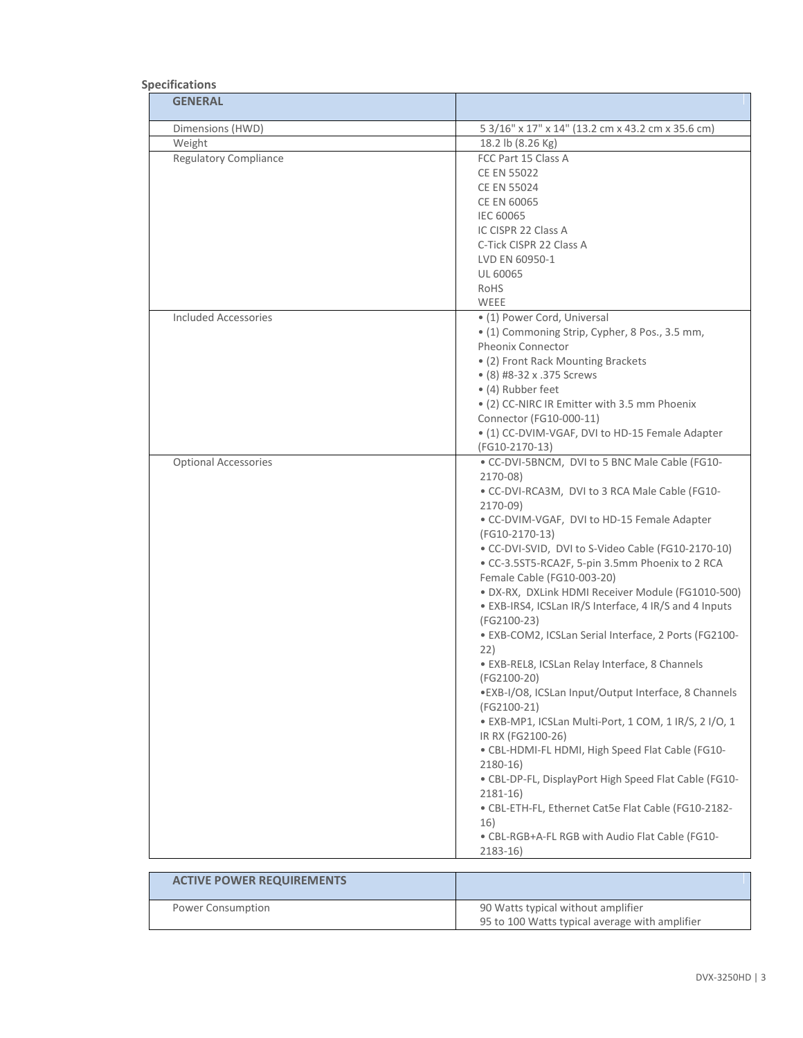**Specifications**

| GENERAL | |
|---|---|
| Dimensions (HWD) | 5 3/16" x 17" x 14" (13.2 cm x 43.2 cm x 35.6 cm) |
| Weight | 18.2 lb (8.26 Kg) |
| Regulatory Compliance | FCC Part 15 Class A<br>CE EN 55022<br>CE EN 55024<br>CE EN 60065<br>IEC 60065<br>IC CISPR 22 Class A<br>C-Tick CISPR 22 Class A<br>LVD EN 60950-1<br>UL 60065<br>RoHS<br>WEEE |
| Included Accessories | • (1) Power Cord, Universal<br>• (1) Commoning Strip, Cypher, 8 Pos., 3.5 mm, Pheonix Connector<br>• (2) Front Rack Mounting Brackets<br>• (8) #8-32 x .375 Screws<br>• (4) Rubber feet<br>• (2) CC-NIRC IR Emitter with 3.5 mm Phoenix Connector (FG10-000-11)<br>• (1) CC-DVIM-VGAF, DVI to HD-15 Female Adapter (FG10-2170-13) |
| Optional Accessories | • CC-DVI-5BNCM, DVI to 5 BNC Male Cable (FG10-2170-08)<br>• CC-DVI-RCA3M, DVI to 3 RCA Male Cable (FG10-2170-09)<br>• CC-DVIM-VGAF, DVI to HD-15 Female Adapter (FG10-2170-13)<br>• CC-DVI-SVID, DVI to S-Video Cable (FG10-2170-10)<br>• CC-3.5ST5-RCA2F, 5-pin 3.5mm Phoenix to 2 RCA Female Cable (FG10-003-20)<br>• DX-RX, DXLink HDMI Receiver Module (FG1010-500)<br>• EXB-IRS4, ICSLan IR/S Interface, 4 IR/S and 4 Inputs (FG2100-23)<br>• EXB-COM2, ICSLan Serial Interface, 2 Ports (FG2100-22)<br>• EXB-REL8, ICSLan Relay Interface, 8 Channels (FG2100-20)<br>•EXB-I/O8, ICSLan Input/Output Interface, 8 Channels (FG2100-21)<br>• EXB-MP1, ICSLan Multi-Port, 1 COM, 1 IR/S, 2 I/O, 1 IR RX (FG2100-26)<br>• CBL-HDMI-FL HDMI, High Speed Flat Cable (FG10-2180-16)<br>• CBL-DP-FL, DisplayPort High Speed Flat Cable (FG10-2181-16)<br>• CBL-ETH-FL, Ethernet Cat5e Flat Cable (FG10-2182-16)<br>• CBL-RGB+A-FL RGB with Audio Flat Cable (FG10-2183-16) |

| ACTIVE POWER REQUIREMENTS | |
|---|---|
| Power Consumption | 90 Watts typical without amplifier<br>95 to 100 Watts typical average with amplifier |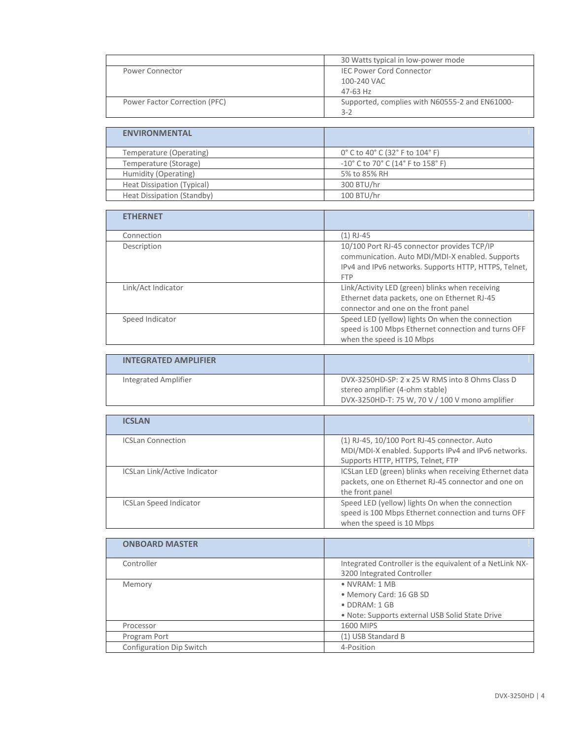| | |
|---|---|
| | 30 Watts typical in low-power mode |
| Power Connector | IEC Power Cord Connector<br>100-240 VAC<br>47-63 Hz |
| Power Factor Correction (PFC) | Supported, complies with N60555-2 and EN61000-3-2 |

| **ENVIRONMENTAL** | |
|---|---|
| Temperature (Operating) | 0° C to 40° C (32° F to 104° F) |
| Temperature (Storage) | -10° C to 70° C (14° F to 158° F) |
| Humidity (Operating) | 5% to 85% RH |
| Heat Dissipation (Typical) | 300 BTU/hr |
| Heat Dissipation (Standby) | 100 BTU/hr |

| **ETHERNET** | |
|---|---|
| Connection | (1) RJ-45 |
| Description | 10/100 Port RJ-45 connector provides TCP/IP communication. Auto MDI/MDI-X enabled. Supports IPv4 and IPv6 networks. Supports HTTP, HTTPS, Telnet, FTP |
| Link/Act Indicator | Link/Activity LED (green) blinks when receiving Ethernet data packets, one on Ethernet RJ-45 connector and one on the front panel |
| Speed Indicator | Speed LED (yellow) lights On when the connection speed is 100 Mbps Ethernet connection and turns OFF when the speed is 10 Mbps |

| **INTEGRATED AMPLIFIER** | |
|---|---|
| Integrated Amplifier | DVX-3250HD-SP: 2 x 25 W RMS into 8 Ohms Class D stereo amplifier (4-ohm stable)<br>DVX-3250HD-T: 75 W, 70 V / 100 V mono amplifier |

| **ICSLAN** | |
|---|---|
| ICSLan Connection | (1) RJ-45, 10/100 Port RJ-45 connector. Auto MDI/MDI-X enabled. Supports IPv4 and IPv6 networks. Supports HTTP, HTTPS, Telnet, FTP |
| ICSLan Link/Active Indicator | ICSLan LED (green) blinks when receiving Ethernet data packets, one on Ethernet RJ-45 connector and one on the front panel |
| ICSLan Speed Indicator | Speed LED (yellow) lights On when the connection speed is 100 Mbps Ethernet connection and turns OFF when the speed is 10 Mbps |

| **ONBOARD MASTER** | |
|---|---|
| Controller | Integrated Controller is the equivalent of a NetLink NX-3200 Integrated Controller |
| Memory | • NVRAM: 1 MB<br>• Memory Card: 16 GB SD<br>• DDRAM: 1 GB<br>• Note: Supports external USB Solid State Drive |
| Processor | 1600 MIPS |
| Program Port | (1) USB Standard B |
| Configuration Dip Switch | 4-Position |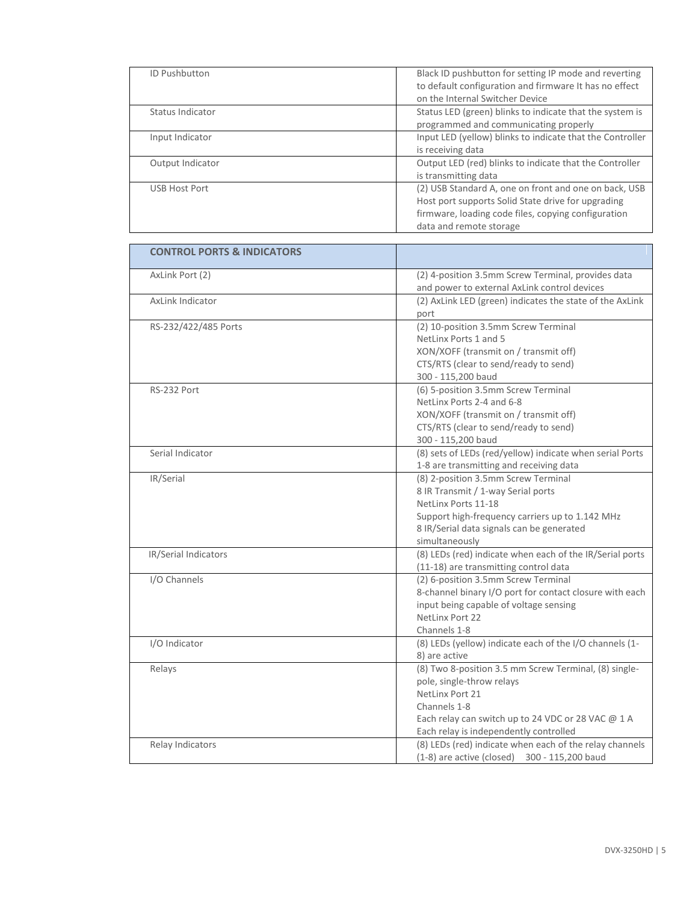| | |
|---|---|
| ID Pushbutton | Black ID pushbutton for setting IP mode and reverting to default configuration and firmware It has no effect on the Internal Switcher Device |
| Status Indicator | Status LED (green) blinks to indicate that the system is programmed and communicating properly |
| Input Indicator | Input LED (yellow) blinks to indicate that the Controller is receiving data |
| Output Indicator | Output LED (red) blinks to indicate that the Controller is transmitting data |
| USB Host Port | (2) USB Standard A, one on front and one on back, USB Host port supports Solid State drive for upgrading firmware, loading code files, copying configuration data and remote storage |

| **CONTROL PORTS & INDICATORS** | |
|---|---|
| AxLink Port (2) | (2) 4-position 3.5mm Screw Terminal, provides data and power to external AxLink control devices |
| AxLink Indicator | (2) AxLink LED (green) indicates the state of the AxLink port |
| RS-232/422/485 Ports | (2) 10-position 3.5mm Screw Terminal<br>NetLinx Ports 1 and 5<br>XON/XOFF (transmit on / transmit off)<br>CTS/RTS (clear to send/ready to send)<br>300 - 115,200 baud |
| RS-232 Port | (6) 5-position 3.5mm Screw Terminal<br>NetLinx Ports 2-4 and 6-8<br>XON/XOFF (transmit on / transmit off)<br>CTS/RTS (clear to send/ready to send)<br>300 - 115,200 baud |
| Serial Indicator | (8) sets of LEDs (red/yellow) indicate when serial Ports 1-8 are transmitting and receiving data |
| IR/Serial | (8) 2-position 3.5mm Screw Terminal<br>8 IR Transmit / 1-way Serial ports<br>NetLinx Ports 11-18<br>Support high-frequency carriers up to 1.142 MHz<br>8 IR/Serial data signals can be generated simultaneously |
| IR/Serial Indicators | (8) LEDs (red) indicate when each of the IR/Serial ports (11-18) are transmitting control data |
| I/O Channels | (2) 6-position 3.5mm Screw Terminal<br>8-channel binary I/O port for contact closure with each input being capable of voltage sensing<br>NetLinx Port 22<br>Channels 1-8 |
| I/O Indicator | (8) LEDs (yellow) indicate each of the I/O channels (1-8) are active |
| Relays | (8) Two 8-position 3.5 mm Screw Terminal, (8) single-pole, single-throw relays<br>NetLinx Port 21<br>Channels 1-8<br>Each relay can switch up to 24 VDC or 28 VAC @ 1 A<br>Each relay is independently controlled |
| Relay Indicators | (8) LEDs (red) indicate when each of the relay channels (1-8) are active (closed) 300 - 115,200 baud |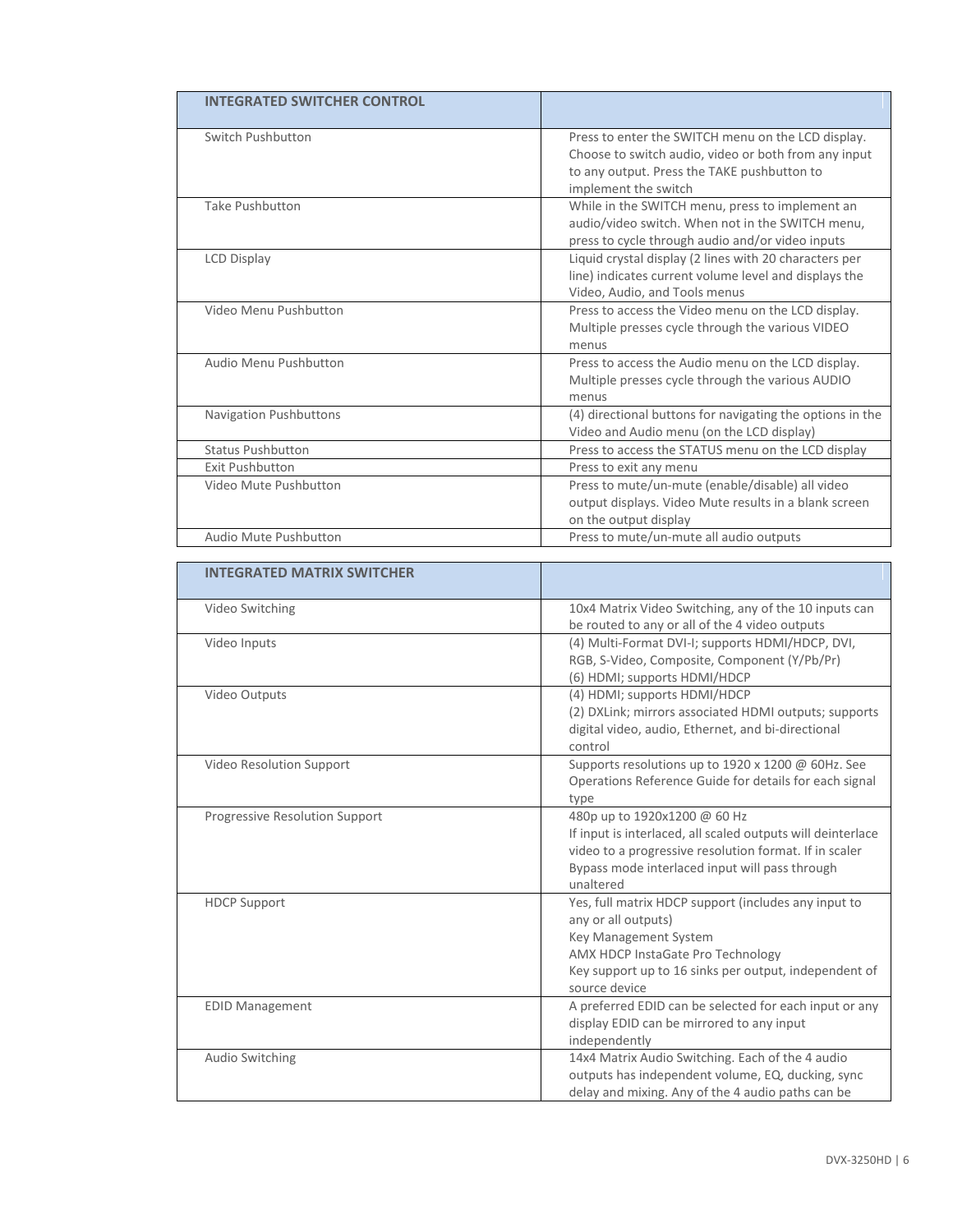| INTEGRATED SWITCHER CONTROL | |
|---|---|
| Switch Pushbutton | Press to enter the SWITCH menu on the LCD display. Choose to switch audio, video or both from any input to any output. Press the TAKE pushbutton to implement the switch |
| Take Pushbutton | While in the SWITCH menu, press to implement an audio/video switch. When not in the SWITCH menu, press to cycle through audio and/or video inputs |
| LCD Display | Liquid crystal display (2 lines with 20 characters per line) indicates current volume level and displays the Video, Audio, and Tools menus |
| Video Menu Pushbutton | Press to access the Video menu on the LCD display. Multiple presses cycle through the various VIDEO menus |
| Audio Menu Pushbutton | Press to access the Audio menu on the LCD display. Multiple presses cycle through the various AUDIO menus |
| Navigation Pushbuttons | (4) directional buttons for navigating the options in the Video and Audio menu (on the LCD display) |
| Status Pushbutton | Press to access the STATUS menu on the LCD display |
| Exit Pushbutton | Press to exit any menu |
| Video Mute Pushbutton | Press to mute/un-mute (enable/disable) all video output displays. Video Mute results in a blank screen on the output display |
| Audio Mute Pushbutton | Press to mute/un-mute all audio outputs |

| INTEGRATED MATRIX SWITCHER | |
|---|---|
| Video Switching | 10x4 Matrix Video Switching, any of the 10 inputs can be routed to any or all of the 4 video outputs |
| Video Inputs | (4) Multi-Format DVI-I; supports HDMI/HDCP, DVI, RGB, S-Video, Composite, Component (Y/Pb/Pr)<br>(6) HDMI; supports HDMI/HDCP |
| Video Outputs | (4) HDMI; supports HDMI/HDCP<br>(2) DXLink; mirrors associated HDMI outputs; supports digital video, audio, Ethernet, and bi-directional control |
| Video Resolution Support | Supports resolutions up to 1920 x 1200 @ 60Hz. See Operations Reference Guide for details for each signal type |
| Progressive Resolution Support | 480p up to 1920x1200 @ 60 Hz<br>If input is interlaced, all scaled outputs will deinterlace video to a progressive resolution format. If in scaler Bypass mode interlaced input will pass through unaltered |
| HDCP Support | Yes, full matrix HDCP support (includes any input to any or all outputs)<br>Key Management System<br>AMX HDCP InstaGate Pro Technology<br>Key support up to 16 sinks per output, independent of source device |
| EDID Management | A preferred EDID can be selected for each input or any display EDID can be mirrored to any input independently |
| Audio Switching | 14x4 Matrix Audio Switching. Each of the 4 audio outputs has independent volume, EQ, ducking, sync delay and mixing. Any of the 4 audio paths can be |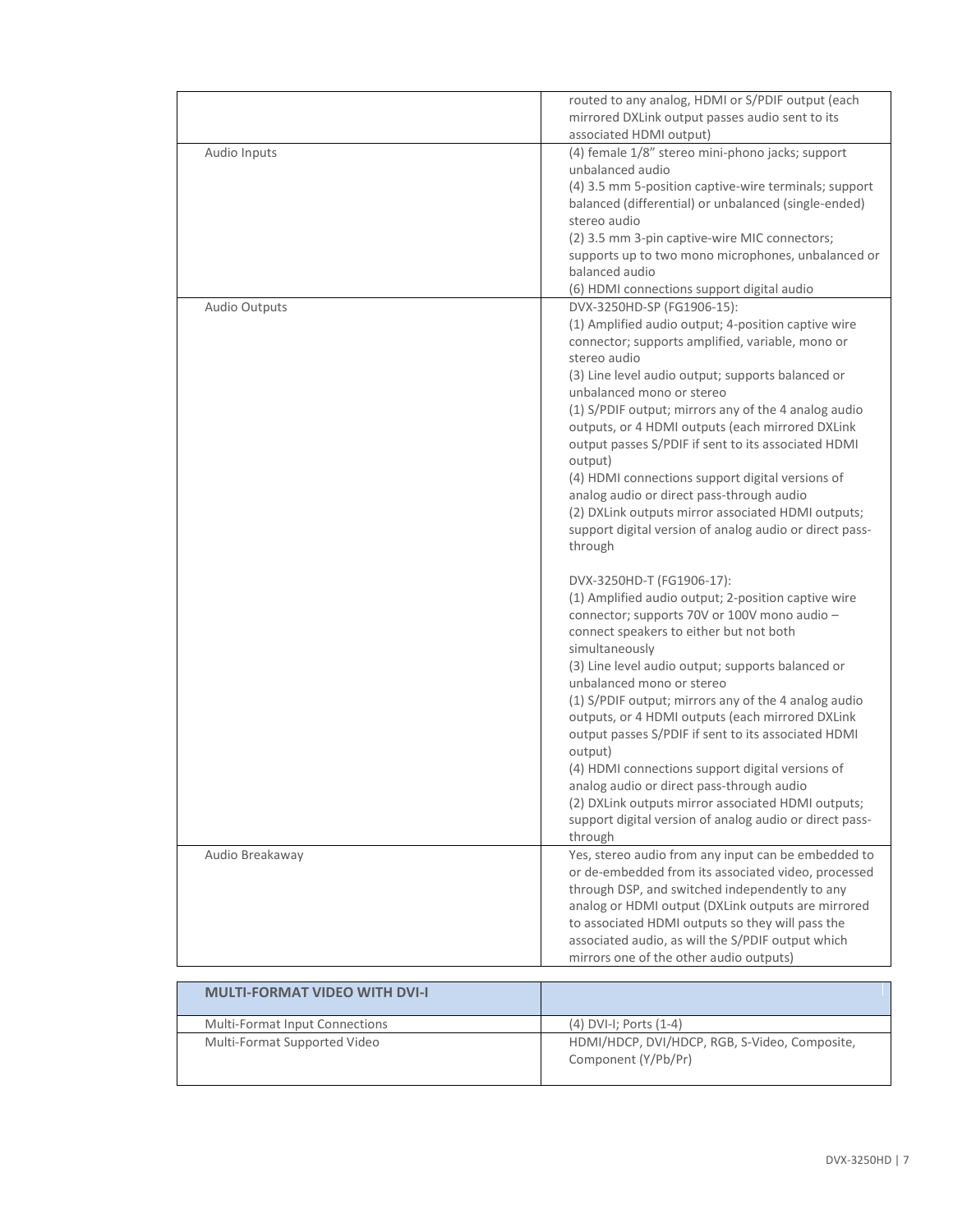| | |
|---|---|
| | routed to any analog, HDMI or S/PDIF output (each mirrored DXLink output passes audio sent to its associated HDMI output) |
| Audio Inputs | (4) female 1/8" stereo mini-phono jacks; support unbalanced audio<br>(4) 3.5 mm 5-position captive-wire terminals; support balanced (differential) or unbalanced (single-ended) stereo audio<br>(2) 3.5 mm 3-pin captive-wire MIC connectors; supports up to two mono microphones, unbalanced or balanced audio<br>(6) HDMI connections support digital audio |
| Audio Outputs | DVX-3250HD-SP (FG1906-15):<br>(1) Amplified audio output; 4-position captive wire connector; supports amplified, variable, mono or stereo audio<br>(3) Line level audio output; supports balanced or unbalanced mono or stereo<br>(1) S/PDIF output; mirrors any of the 4 analog audio outputs, or 4 HDMI outputs (each mirrored DXLink output passes S/PDIF if sent to its associated HDMI output)<br>(4) HDMI connections support digital versions of analog audio or direct pass-through audio<br>(2) DXLink outputs mirror associated HDMI outputs; support digital version of analog audio or direct pass-through<br><br>DVX-3250HD-T (FG1906-17):<br>(1) Amplified audio output; 2-position captive wire connector; supports 70V or 100V mono audio – connect speakers to either but not both simultaneously<br>(3) Line level audio output; supports balanced or unbalanced mono or stereo<br>(1) S/PDIF output; mirrors any of the 4 analog audio outputs, or 4 HDMI outputs (each mirrored DXLink output passes S/PDIF if sent to its associated HDMI output)<br>(4) HDMI connections support digital versions of analog audio or direct pass-through audio<br>(2) DXLink outputs mirror associated HDMI outputs; support digital version of analog audio or direct pass-through |
| Audio Breakaway | Yes, stereo audio from any input can be embedded to or de-embedded from its associated video, processed through DSP, and switched independently to any analog or HDMI output (DXLink outputs are mirrored to associated HDMI outputs so they will pass the associated audio, as will the S/PDIF output which mirrors one of the other audio outputs) |

| **MULTI-FORMAT VIDEO WITH DVI-I** | |
|---|---|
| Multi-Format Input Connections | (4) DVI-I; Ports (1-4) |
| Multi-Format Supported Video | HDMI/HDCP, DVI/HDCP, RGB, S-Video, Composite, Component (Y/Pb/Pr) |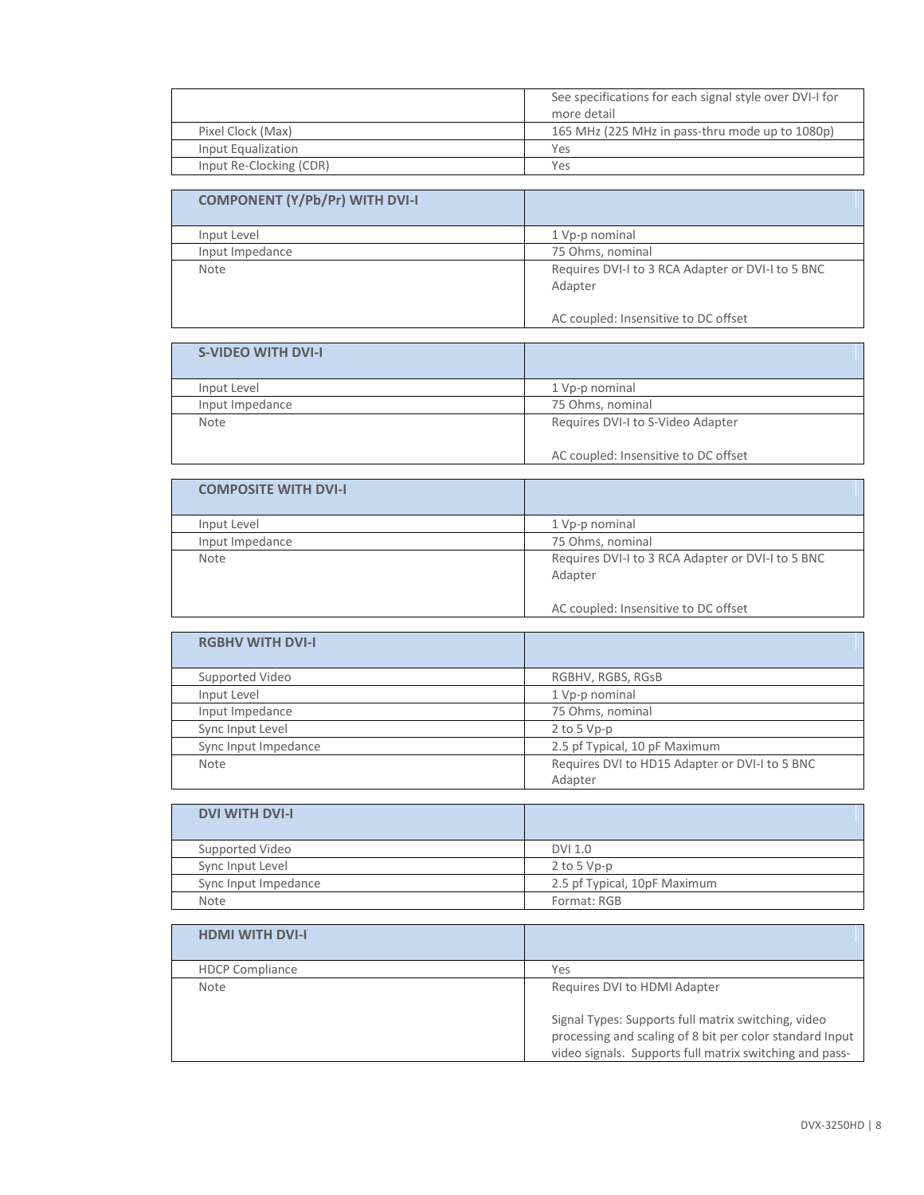| | |
|---|---|
| | See specifications for each signal style over DVI-I for more detail |
| Pixel Clock (Max) | 165 MHz (225 MHz in pass-thru mode up to 1080p) |
| Input Equalization | Yes |
| Input Re-Clocking (CDR) | Yes |

| COMPONENT (Y/Pb/Pr) WITH DVI-I | |
|---|---|
| Input Level | 1 Vp-p nominal |
| Input Impedance | 75 Ohms, nominal |
| Note | Requires DVI-I to 3 RCA Adapter or DVI-I to 5 BNC Adapter<br><br>AC coupled: Insensitive to DC offset |

| S-VIDEO WITH DVI-I | |
|---|---|
| Input Level | 1 Vp-p nominal |
| Input Impedance | 75 Ohms, nominal |
| Note | Requires DVI-I to S-Video Adapter<br><br>AC coupled: Insensitive to DC offset |

| COMPOSITE WITH DVI-I | |
|---|---|
| Input Level | 1 Vp-p nominal |
| Input Impedance | 75 Ohms, nominal |
| Note | Requires DVI-I to 3 RCA Adapter or DVI-I to 5 BNC Adapter<br><br>AC coupled: Insensitive to DC offset |

| RGBHV WITH DVI-I | |
|---|---|
| Supported Video | RGBHV, RGBS, RGsB |
| Input Level | 1 Vp-p nominal |
| Input Impedance | 75 Ohms, nominal |
| Sync Input Level | 2 to 5 Vp-p |
| Sync Input Impedance | 2.5 pf Typical, 10 pF Maximum |
| Note | Requires DVI to HD15 Adapter or DVI-I to 5 BNC Adapter |

| DVI WITH DVI-I | |
|---|---|
| Supported Video | DVI 1.0 |
| Sync Input Level | 2 to 5 Vp-p |
| Sync Input Impedance | 2.5 pf Typical, 10pF Maximum |
| Note | Format: RGB |

| HDMI WITH DVI-I | |
|---|---|
| HDCP Compliance | Yes |
| Note | Requires DVI to HDMI Adapter<br><br>Signal Types: Supports full matrix switching, video processing and scaling of 8 bit per color standard Input video signals. Supports full matrix switching and pass- |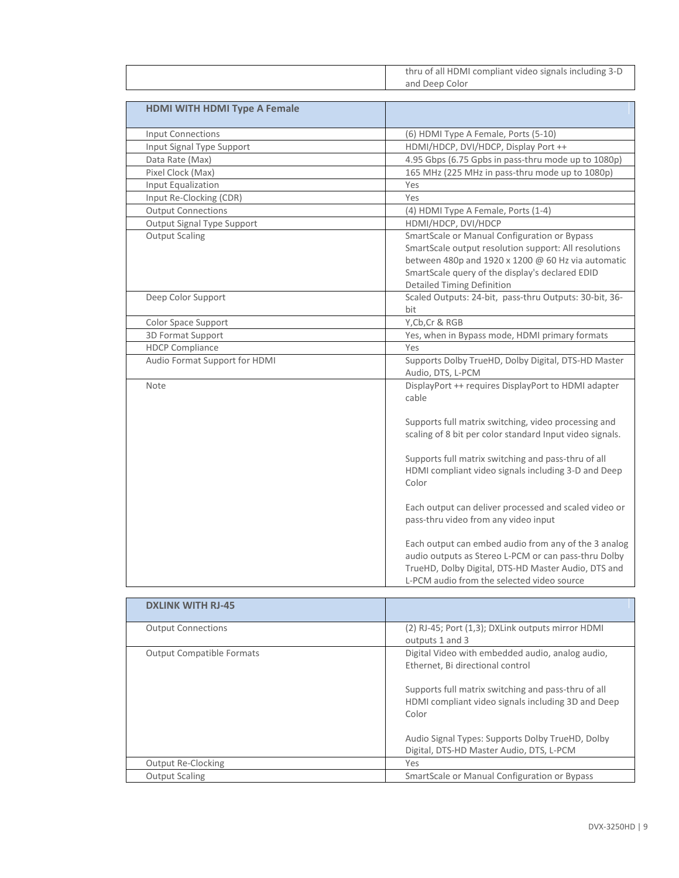| | |
|---|---|
| | thru of all HDMI compliant video signals including 3-D and Deep Color |

| HDMI WITH HDMI Type A Female | |
|---|---|
| Input Connections | (6) HDMI Type A Female, Ports (5-10) |
| Input Signal Type Support | HDMI/HDCP, DVI/HDCP, Display Port ++ |
| Data Rate (Max) | 4.95 Gbps (6.75 Gpbs in pass-thru mode up to 1080p) |
| Pixel Clock (Max) | 165 MHz (225 MHz in pass-thru mode up to 1080p) |
| Input Equalization | Yes |
| Input Re-Clocking (CDR) | Yes |
| Output Connections | (4) HDMI Type A Female, Ports (1-4) |
| Output Signal Type Support | HDMI/HDCP, DVI/HDCP |
| Output Scaling | SmartScale or Manual Configuration or Bypass SmartScale output resolution support: All resolutions between 480p and 1920 x 1200 @ 60 Hz via automatic SmartScale query of the display's declared EDID Detailed Timing Definition |
| Deep Color Support | Scaled Outputs: 24-bit, pass-thru Outputs: 30-bit, 36-bit |
| Color Space Support | Y,Cb,Cr & RGB |
| 3D Format Support | Yes, when in Bypass mode, HDMI primary formats |
| HDCP Compliance | Yes |
| Audio Format Support for HDMI | Supports Dolby TrueHD, Dolby Digital, DTS-HD Master Audio, DTS, L-PCM |
| Note | DisplayPort ++ requires DisplayPort to HDMI adapter cable<br><br>Supports full matrix switching, video processing and scaling of 8 bit per color standard Input video signals.<br><br>Supports full matrix switching and pass-thru of all HDMI compliant video signals including 3-D and Deep Color<br><br>Each output can deliver processed and scaled video or pass-thru video from any video input<br><br>Each output can embed audio from any of the 3 analog audio outputs as Stereo L-PCM or can pass-thru Dolby TrueHD, Dolby Digital, DTS-HD Master Audio, DTS and L-PCM audio from the selected video source |

| DXLINK WITH RJ-45 | |
|---|---|
| Output Connections | (2) RJ-45; Port (1,3); DXLink outputs mirror HDMI outputs 1 and 3 |
| Output Compatible Formats | Digital Video with embedded audio, analog audio, Ethernet, Bi directional control<br><br>Supports full matrix switching and pass-thru of all HDMI compliant video signals including 3D and Deep Color<br><br>Audio Signal Types: Supports Dolby TrueHD, Dolby Digital, DTS-HD Master Audio, DTS, L-PCM |
| Output Re-Clocking | Yes |
| Output Scaling | SmartScale or Manual Configuration or Bypass |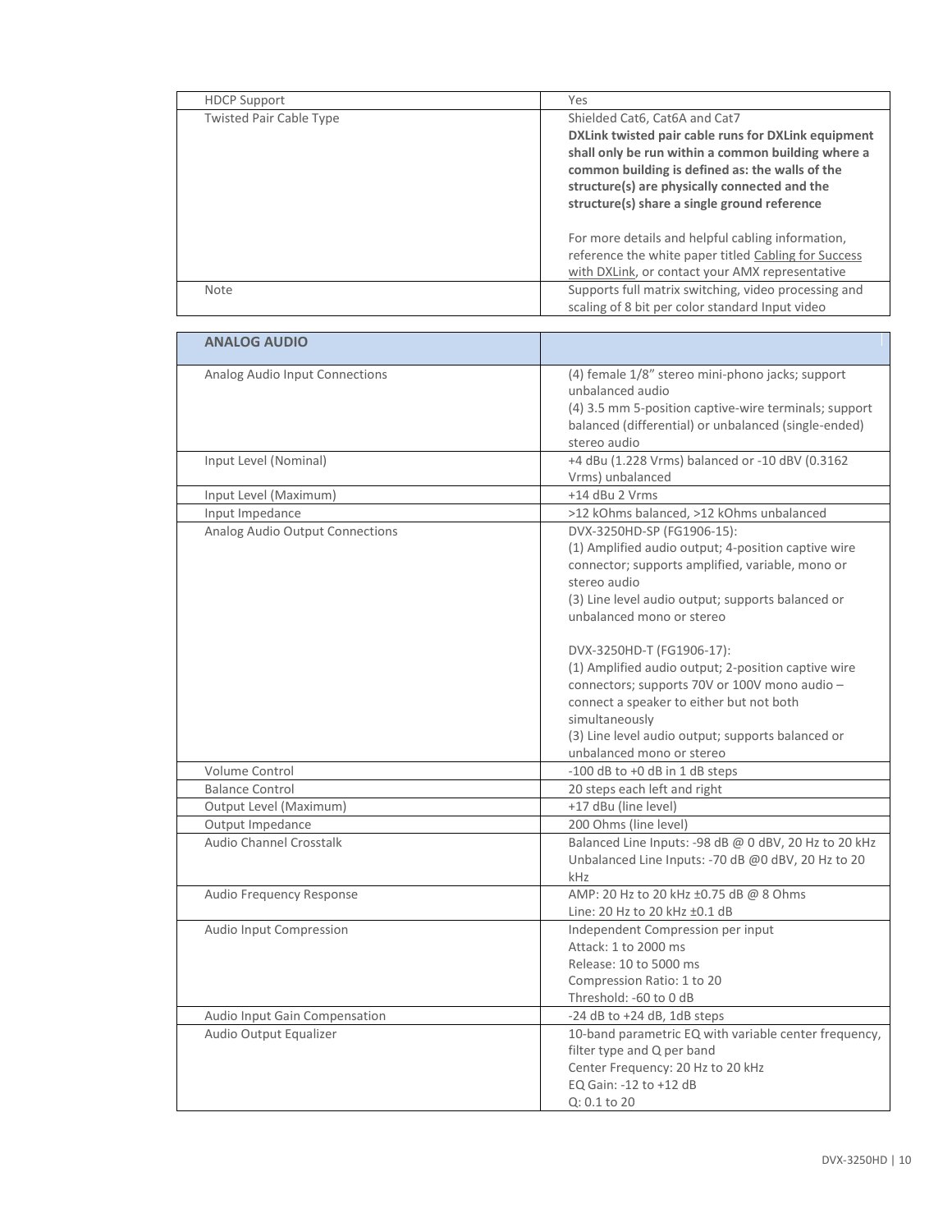| | |
|---|---|
| HDCP Support | Yes |
| Twisted Pair Cable Type | Shielded Cat6, Cat6A and Cat7<br>**DXLink twisted pair cable runs for DXLink equipment shall only be run within a common building where a common building is defined as: the walls of the structure(s) are physically connected and the structure(s) share a single ground reference**<br><br>For more details and helpful cabling information, reference the white paper titled Cabling for Success with DXLink, or contact your AMX representative |
| Note | Supports full matrix switching, video processing and scaling of 8 bit per color standard Input video |

| **ANALOG AUDIO** | |
|---|---|
| Analog Audio Input Connections | (4) female 1/8" stereo mini-phono jacks; support unbalanced audio<br>(4) 3.5 mm 5-position captive-wire terminals; support balanced (differential) or unbalanced (single-ended) stereo audio |
| Input Level (Nominal) | +4 dBu (1.228 Vrms) balanced or -10 dBV (0.3162 Vrms) unbalanced |
| Input Level (Maximum) | +14 dBu 2 Vrms |
| Input Impedance | >12 kOhms balanced, >12 kOhms unbalanced |
| Analog Audio Output Connections | DVX-3250HD-SP (FG1906-15):<br>(1) Amplified audio output; 4-position captive wire connector; supports amplified, variable, mono or stereo audio<br>(3) Line level audio output; supports balanced or unbalanced mono or stereo<br><br>DVX-3250HD-T (FG1906-17):<br>(1) Amplified audio output; 2-position captive wire connectors; supports 70V or 100V mono audio – connect a speaker to either but not both simultaneously<br>(3) Line level audio output; supports balanced or unbalanced mono or stereo |
| Volume Control | -100 dB to +0 dB in 1 dB steps |
| Balance Control | 20 steps each left and right |
| Output Level (Maximum) | +17 dBu (line level) |
| Output Impedance | 200 Ohms (line level) |
| Audio Channel Crosstalk | Balanced Line Inputs: -98 dB @ 0 dBV, 20 Hz to 20 kHz<br>Unbalanced Line Inputs: -70 dB @0 dBV, 20 Hz to 20 kHz |
| Audio Frequency Response | AMP: 20 Hz to 20 kHz ±0.75 dB @ 8 Ohms<br>Line: 20 Hz to 20 kHz ±0.1 dB |
| Audio Input Compression | Independent Compression per input<br>Attack: 1 to 2000 ms<br>Release: 10 to 5000 ms<br>Compression Ratio: 1 to 20<br>Threshold: -60 to 0 dB |
| Audio Input Gain Compensation | -24 dB to +24 dB, 1dB steps |
| Audio Output Equalizer | 10-band parametric EQ with variable center frequency, filter type and Q per band<br>Center Frequency: 20 Hz to 20 kHz<br>EQ Gain: -12 to +12 dB<br>Q: 0.1 to 20 |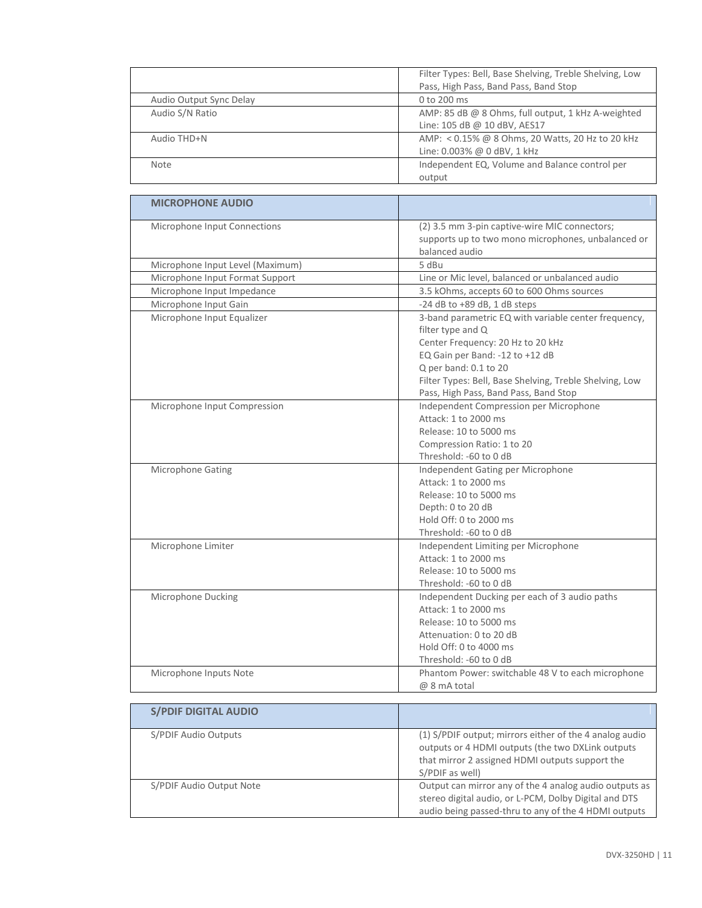| | |
|---|---|
| | Filter Types: Bell, Base Shelving, Treble Shelving, Low Pass, High Pass, Band Pass, Band Stop |
| Audio Output Sync Delay | 0 to 200 ms |
| Audio S/N Ratio | AMP: 85 dB @ 8 Ohms, full output, 1 kHz A-weighted<br>Line: 105 dB @ 10 dBV, AES17 |
| Audio THD+N | AMP: < 0.15% @ 8 Ohms, 20 Watts, 20 Hz to 20 kHz<br>Line: 0.003% @ 0 dBV, 1 kHz |
| Note | Independent EQ, Volume and Balance control per output |

| MICROPHONE AUDIO | |
|---|---|
| Microphone Input Connections | (2) 3.5 mm 3-pin captive-wire MIC connectors; supports up to two mono microphones, unbalanced or balanced audio |
| Microphone Input Level (Maximum) | 5 dBu |
| Microphone Input Format Support | Line or Mic level, balanced or unbalanced audio |
| Microphone Input Impedance | 3.5 kOhms, accepts 60 to 600 Ohms sources |
| Microphone Input Gain | -24 dB to +89 dB, 1 dB steps |
| Microphone Input Equalizer | 3-band parametric EQ with variable center frequency, filter type and Q<br>Center Frequency: 20 Hz to 20 kHz<br>EQ Gain per Band: -12 to +12 dB<br>Q per band: 0.1 to 20<br>Filter Types: Bell, Base Shelving, Treble Shelving, Low Pass, High Pass, Band Pass, Band Stop |
| Microphone Input Compression | Independent Compression per Microphone<br>Attack: 1 to 2000 ms<br>Release: 10 to 5000 ms<br>Compression Ratio: 1 to 20<br>Threshold: -60 to 0 dB |
| Microphone Gating | Independent Gating per Microphone<br>Attack: 1 to 2000 ms<br>Release: 10 to 5000 ms<br>Depth: 0 to 20 dB<br>Hold Off: 0 to 2000 ms<br>Threshold: -60 to 0 dB |
| Microphone Limiter | Independent Limiting per Microphone<br>Attack: 1 to 2000 ms<br>Release: 10 to 5000 ms<br>Threshold: -60 to 0 dB |
| Microphone Ducking | Independent Ducking per each of 3 audio paths<br>Attack: 1 to 2000 ms<br>Release: 10 to 5000 ms<br>Attenuation: 0 to 20 dB<br>Hold Off: 0 to 4000 ms<br>Threshold: -60 to 0 dB |
| Microphone Inputs Note | Phantom Power: switchable 48 V to each microphone @ 8 mA total |

| S/PDIF DIGITAL AUDIO | |
|---|---|
| S/PDIF Audio Outputs | (1) S/PDIF output; mirrors either of the 4 analog audio outputs or 4 HDMI outputs (the two DXLink outputs that mirror 2 assigned HDMI outputs support the S/PDIF as well) |
| S/PDIF Audio Output Note | Output can mirror any of the 4 analog audio outputs as stereo digital audio, or L-PCM, Dolby Digital and DTS audio being passed-thru to any of the 4 HDMI outputs |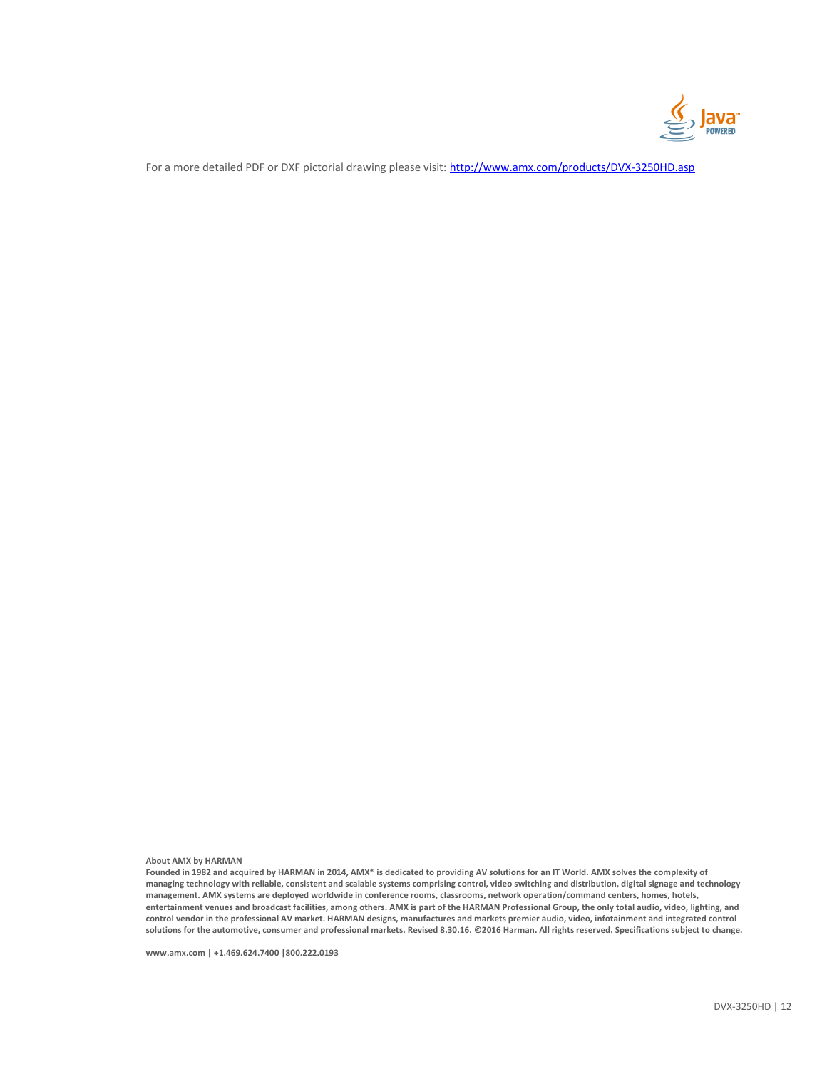For a more detailed PDF or DXF pictorial drawing please visit: [http://www.amx.com/products/DVX-3250HD.asp](http://www.amx.com/products/DVX-3250HD.asp)

**About AMX by HARMAN**

**Founded in 1982 and acquired by HARMAN in 2014, AMX® is dedicated to providing AV solutions for an IT World. AMX solves the complexity of managing technology with reliable, consistent and scalable systems comprising control, video switching and distribution, digital signage and technology management. AMX systems are deployed worldwide in conference rooms, classrooms, network operation/command centers, homes, hotels, entertainment venues and broadcast facilities, among others. AMX is part of the HARMAN Professional Group, the only total audio, video, lighting, and control vendor in the professional AV market. HARMAN designs, manufactures and markets premier audio, video, infotainment and integrated control solutions for the automotive, consumer and professional markets. Revised 8.30.16. ©2016 Harman. All rights reserved. Specifications subject to change.**

**www.amx.com | +1.469.624.7400 |800.222.0193**